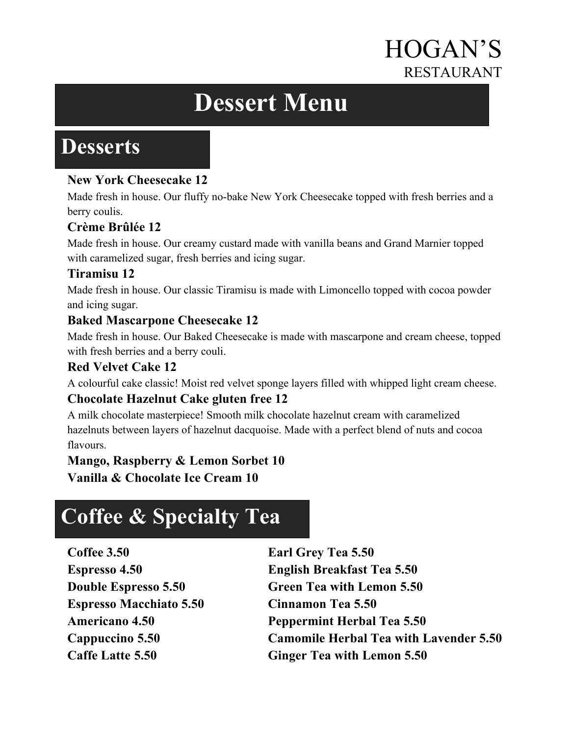# HOGAN'S
RESTAURANT

# Dessert Menu

## Desserts

**New York Cheesecake 12**

Made fresh in house. Our fluffy no-bake New York Cheesecake topped with fresh berries and a berry coulis.

**Crème Brûlée 12**

Made fresh in house. Our creamy custard made with vanilla beans and Grand Marnier topped with caramelized sugar, fresh berries and icing sugar.

**Tiramisu 12**

Made fresh in house. Our classic Tiramisu is made with Limoncello topped with cocoa powder and icing sugar.

**Baked Mascarpone Cheesecake 12**

Made fresh in house. Our Baked Cheesecake is made with mascarpone and cream cheese, topped with fresh berries and a berry couli.

**Red Velvet Cake 12**

A colourful cake classic! Moist red velvet sponge layers filled with whipped light cream cheese.

**Chocolate Hazelnut Cake gluten free 12**

A milk chocolate masterpiece! Smooth milk chocolate hazelnut cream with caramelized hazelnuts between layers of hazelnut dacquoise. Made with a perfect blend of nuts and cocoa flavours.

**Mango, Raspberry & Lemon Sorbet 10**

**Vanilla & Chocolate Ice Cream 10**

## Coffee & Specialty Tea

**Coffee 3.50**
**Espresso 4.50**
**Double Espresso 5.50**
**Espresso Macchiato 5.50**
**Americano 4.50**
**Cappuccino 5.50**
**Caffe Latte 5.50**

**Earl Grey Tea 5.50**
**English Breakfast Tea 5.50**
**Green Tea with Lemon 5.50**
**Cinnamon Tea 5.50**
**Peppermint Herbal Tea 5.50**
**Camomile Herbal Tea with Lavender 5.50**
**Ginger Tea with Lemon 5.50**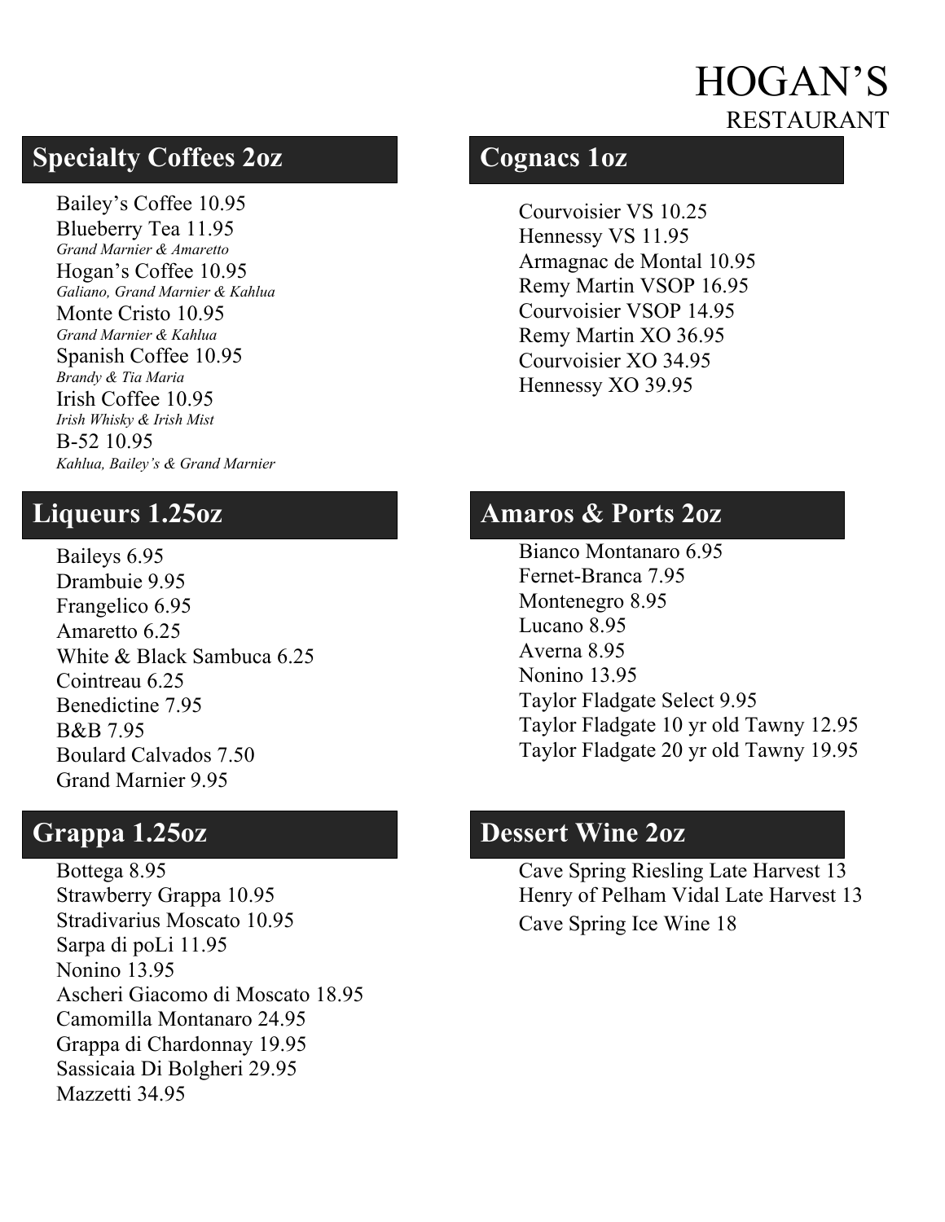# HOGAN'S
RESTAURANT

## Specialty Coffees 2oz

Bailey's Coffee 10.95

Blueberry Tea 11.95
*Grand Marnier & Amaretto*

Hogan's Coffee 10.95
*Galiano, Grand Marnier & Kahlua*

Monte Cristo 10.95
*Grand Marnier & Kahlua*

Spanish Coffee 10.95
*Brandy & Tia Maria*

Irish Coffee 10.95
*Irish Whisky & Irish Mist*

B-52 10.95
*Kahlua, Bailey's & Grand Marnier*

## Liqueurs 1.25oz

Baileys 6.95
Drambuie 9.95
Frangelico 6.95
Amaretto 6.25
White & Black Sambuca 6.25
Cointreau 6.25
Benedictine 7.95
B&B 7.95
Boulard Calvados 7.50
Grand Marnier 9.95

## Grappa 1.25oz

Bottega 8.95
Strawberry Grappa 10.95
Stradivarius Moscato 10.95
Sarpa di poLi 11.95
Nonino 13.95
Ascheri Giacomo di Moscato 18.95
Camomilla Montanaro 24.95
Grappa di Chardonnay 19.95
Sassicaia Di Bolgheri 29.95
Mazzetti 34.95

## Cognacs 1oz

Courvoisier VS 10.25
Hennessy VS 11.95
Armagnac de Montal 10.95
Remy Martin VSOP 16.95
Courvoisier VSOP 14.95
Remy Martin XO 36.95
Courvoisier XO 34.95
Hennessy XO 39.95

## Amaros & Ports 2oz

Bianco Montanaro 6.95
Fernet-Branca 7.95
Montenegro 8.95
Lucano 8.95
Averna 8.95
Nonino 13.95
Taylor Fladgate Select 9.95
Taylor Fladgate 10 yr old Tawny 12.95
Taylor Fladgate 20 yr old Tawny 19.95

## Dessert Wine 2oz

Cave Spring Riesling Late Harvest 13
Henry of Pelham Vidal Late Harvest 13
Cave Spring Ice Wine 18